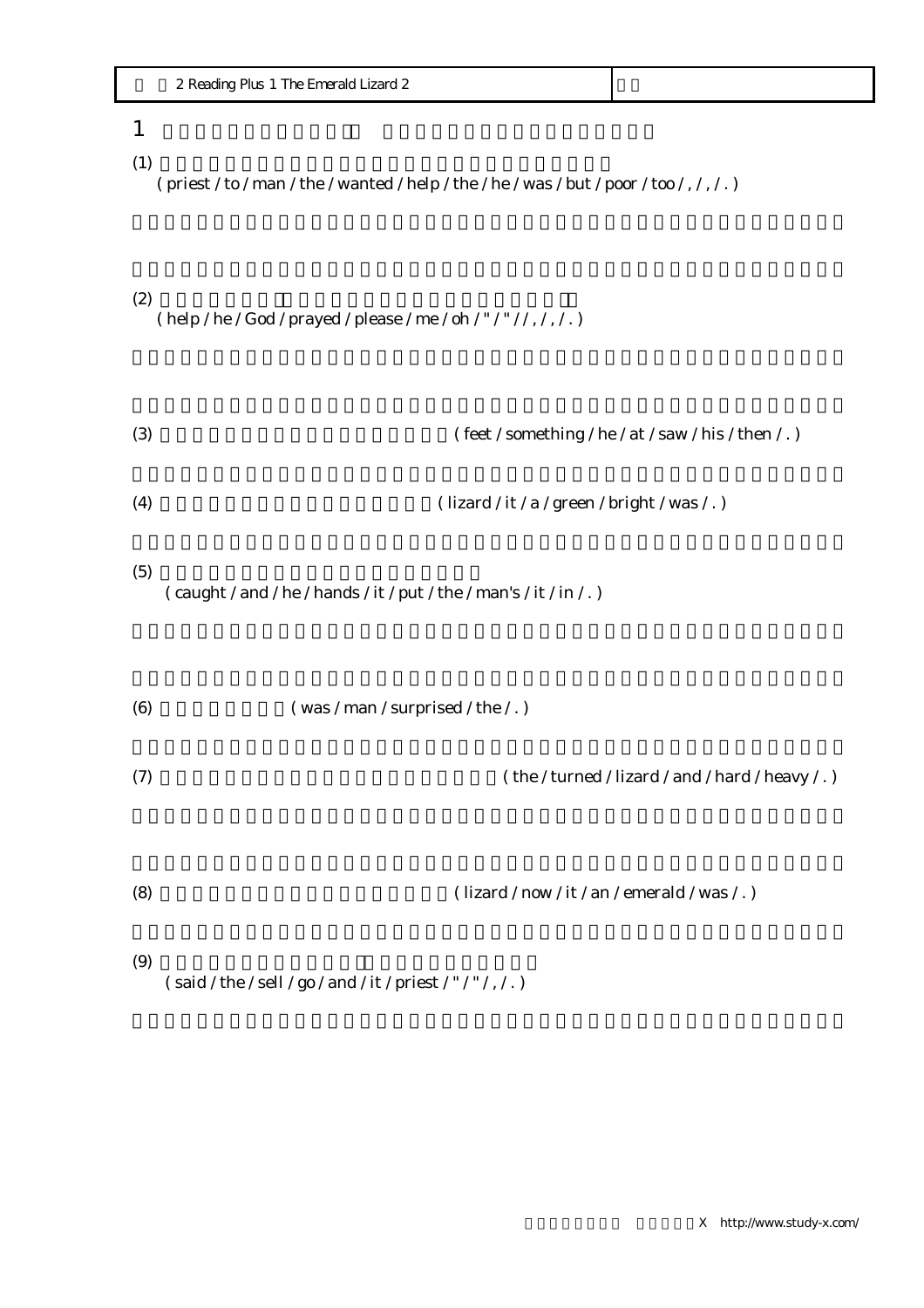| 2 Reading Plus 1 The Emerald Lizard 2 | |
|---|---|

# 1

(1)
( priest / to / man / the / wanted / help / the / he / was / but / poor / too / , / , / . )

(2)
( help / he / God / prayed / please / me / oh / " / " / / , / , / . )

(3) ( feet / something / he / at / saw / his / then / . )

(4) ( lizard / it / a / green / bright / was / . )

(5)
( caught / and / he / hands / it / put / the / man's / it / in / . )

(6) ( was / man / surprised / the / . )

(7) ( the / turned / lizard / and / hard / heavy / . )

(8) ( lizard / now / it / an / emerald / was / . )

(9)
( said / the / sell / go / and / it / priest / " / " / , / . )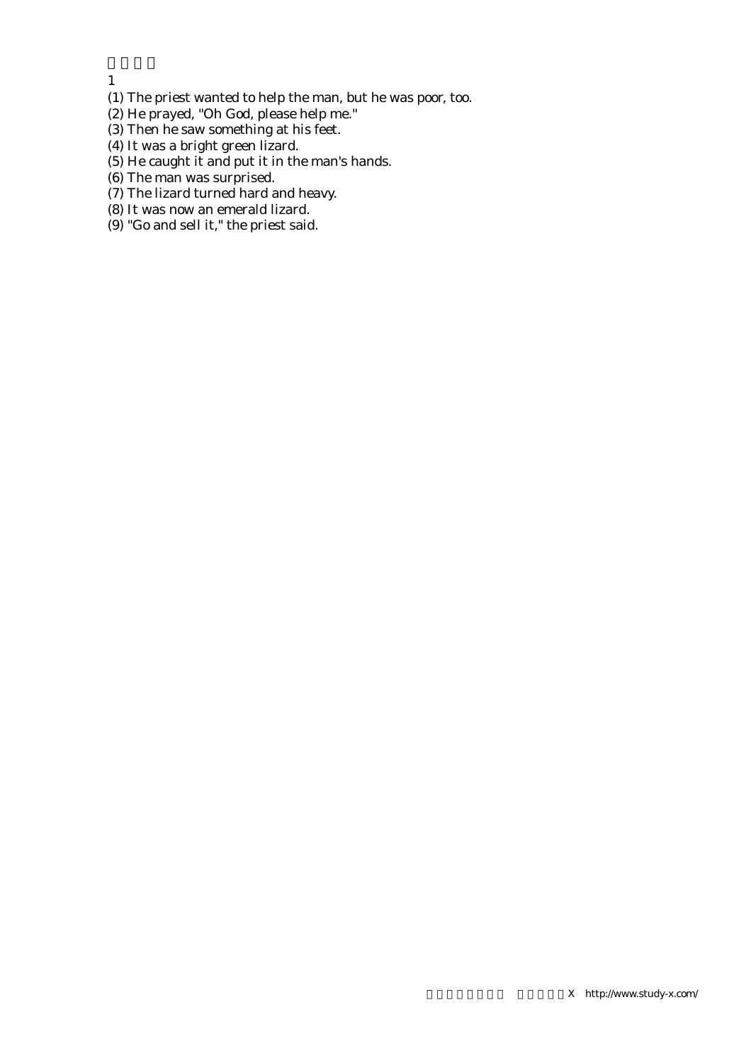1

(1) The priest wanted to help the man, but he was poor, too.
(2) He prayed, "Oh God, please help me."
(3) Then he saw something at his feet.
(4) It was a bright green lizard.
(5) He caught it and put it in the man's hands.
(6) The man was surprised.
(7) The lizard turned hard and heavy.
(8) It was now an emerald lizard.
(9) "Go and sell it," the priest said.